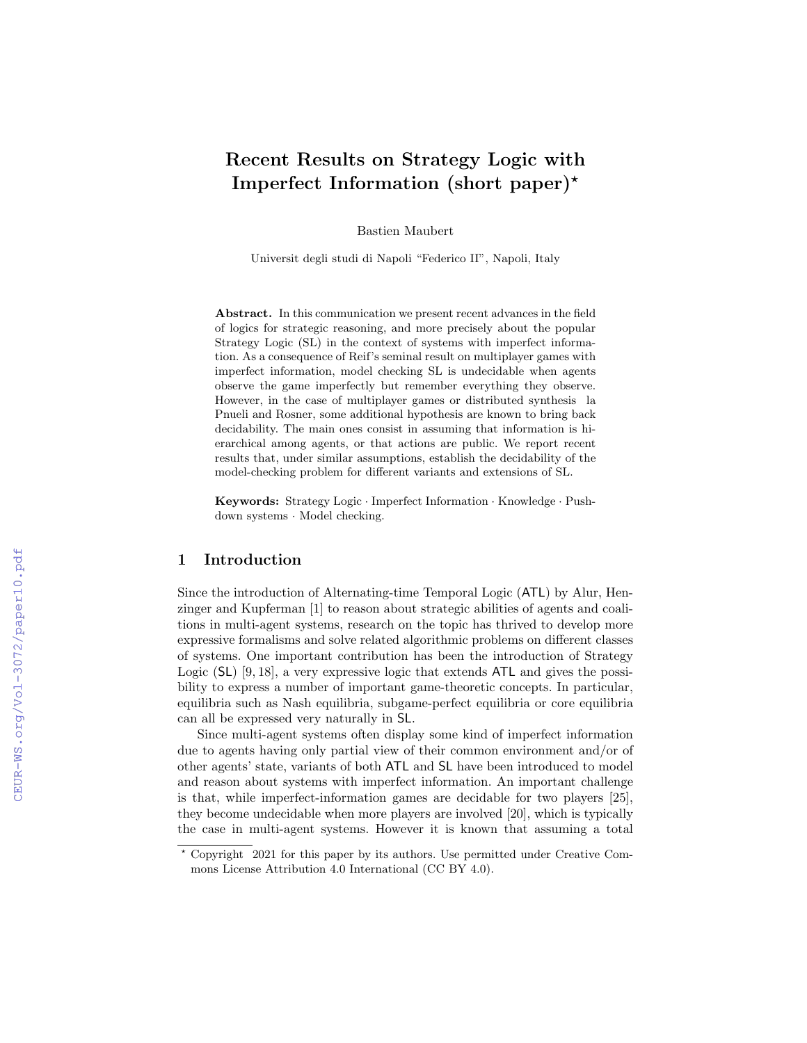# Recent Results on Strategy Logic with Imperfect Information (short paper)*

Bastien Maubert

Universit degli studi di Napoli "Federico II", Napoli, Italy

**Abstract.** In this communication we present recent advances in the field of logics for strategic reasoning, and more precisely about the popular Strategy Logic (SL) in the context of systems with imperfect information. As a consequence of Reif's seminal result on multiplayer games with imperfect information, model checking SL is undecidable when agents observe the game imperfectly but remember everything they observe. However, in the case of multiplayer games or distributed synthesis la Pnueli and Rosner, some additional hypothesis are known to bring back decidability. The main ones consist in assuming that information is hierarchical among agents, or that actions are public. We report recent results that, under similar assumptions, establish the decidability of the model-checking problem for different variants and extensions of SL.

**Keywords:** Strategy Logic · Imperfect Information · Knowledge · Pushdown systems · Model checking.

## 1 Introduction

Since the introduction of Alternating-time Temporal Logic (ATL) by Alur, Henzinger and Kupferman [1] to reason about strategic abilities of agents and coalitions in multi-agent systems, research on the topic has thrived to develop more expressive formalisms and solve related algorithmic problems on different classes of systems. One important contribution has been the introduction of Strategy Logic (SL) [9, 18], a very expressive logic that extends ATL and gives the possibility to express a number of important game-theoretic concepts. In particular, equilibria such as Nash equilibria, subgame-perfect equilibria or core equilibria can all be expressed very naturally in SL.

Since multi-agent systems often display some kind of imperfect information due to agents having only partial view of their common environment and/or of other agents' state, variants of both ATL and SL have been introduced to model and reason about systems with imperfect information. An important challenge is that, while imperfect-information games are decidable for two players [25], they become undecidable when more players are involved [20], which is typically the case in multi-agent systems. However it is known that assuming a total

* Copyright 2021 for this paper by its authors. Use permitted under Creative Commons License Attribution 4.0 International (CC BY 4.0).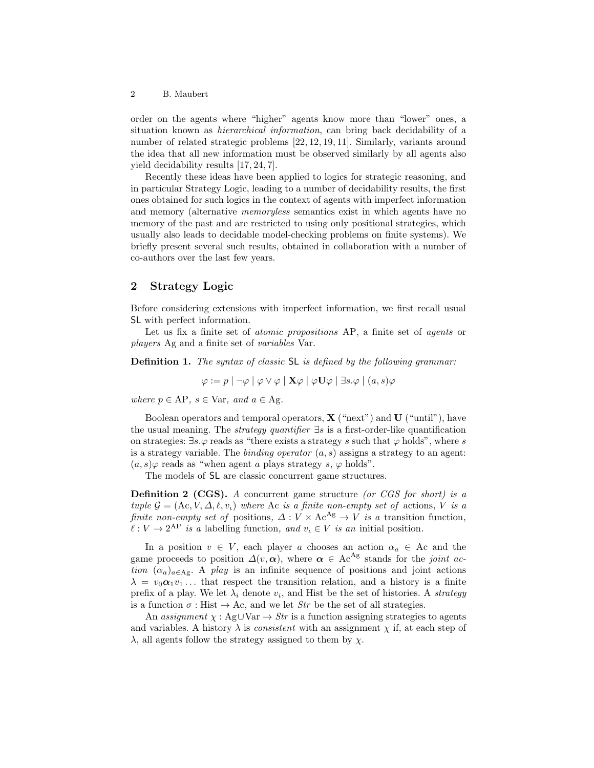order on the agents where "higher" agents know more than "lower" ones, a situation known as *hierarchical information*, can bring back decidability of a number of related strategic problems [22, 12, 19, 11]. Similarly, variants around the idea that all new information must be observed similarly by all agents also yield decidability results [17, 24, 7].

Recently these ideas have been applied to logics for strategic reasoning, and in particular Strategy Logic, leading to a number of decidability results, the first ones obtained for such logics in the context of agents with imperfect information and memory (alternative *memoryless* semantics exist in which agents have no memory of the past and are restricted to using only positional strategies, which usually also leads to decidable model-checking problems on finite systems). We briefly present several such results, obtained in collaboration with a number of co-authors over the last few years.

## 2 Strategy Logic

Before considering extensions with imperfect information, we first recall usual SL with perfect information.

Let us fix a finite set of *atomic propositions* AP, a finite set of *agents* or *players* Ag and a finite set of *variables* Var.

**Definition 1.** *The syntax of classic* SL *is defined by the following grammar:*

$$\varphi := p \mid \neg\varphi \mid \varphi \vee \varphi \mid \mathbf{X}\varphi \mid \varphi\mathbf{U}\varphi \mid \exists s.\varphi \mid (a, s)\varphi$$

*where* $p \in \mathrm{AP}$*,* $s \in \mathrm{Var}$*, and* $a \in \mathrm{Ag}$*.*

Boolean operators and temporal operators, $\mathbf{X}$ ("next") and $\mathbf{U}$ ("until"), have the usual meaning. The *strategy quantifier* $\exists s$ is a first-order-like quantification on strategies: $\exists s.\varphi$ reads as "there exists a strategy $s$ such that $\varphi$ holds", where $s$ is a strategy variable. The *binding operator* $(a, s)$ assigns a strategy to an agent: $(a, s)\varphi$ reads as "when agent $a$ plays strategy $s$, $\varphi$ holds".

The models of SL are classic concurrent game structures.

**Definition 2 (CGS).** *A* concurrent game structure *(or CGS for short) is a tuple* $\mathcal{G} = (\mathrm{Ac}, V, \Delta, \ell, v_\iota)$ *where* Ac *is a finite non-empty set of* actions*,* $V$ *is a finite non-empty set of* positions*,* $\Delta : V \times \mathrm{Ac}^{\mathrm{Ag}} \to V$ *is a* transition function*,* $\ell : V \to 2^{\mathrm{AP}}$ *is a* labelling function*, and* $v_\iota \in V$ *is an* initial position*.*

In a position $v \in V$, each player $a$ chooses an action $\alpha_a \in \mathrm{Ac}$ and the game proceeds to position $\Delta(v, \boldsymbol{\alpha})$, where $\boldsymbol{\alpha} \in \mathrm{Ac}^{\mathrm{Ag}}$ stands for the *joint action* $(\alpha_a)_{a\in\mathrm{Ag}}$. A *play* is an infinite sequence of positions and joint actions $\lambda = v_0\boldsymbol{\alpha}_1 v_1 \ldots$ that respect the transition relation, and a history is a finite prefix of a play. We let $\lambda_i$ denote $v_i$, and Hist be the set of histories. A *strategy* is a function $\sigma : \mathrm{Hist} \to \mathrm{Ac}$, and we let *Str* be the set of all strategies.

An *assignment* $\chi : \mathrm{Ag} \cup \mathrm{Var} \to \mathit{Str}$ is a function assigning strategies to agents and variables. A history $\lambda$ is *consistent* with an assignment $\chi$ if, at each step of $\lambda$, all agents follow the strategy assigned to them by $\chi$.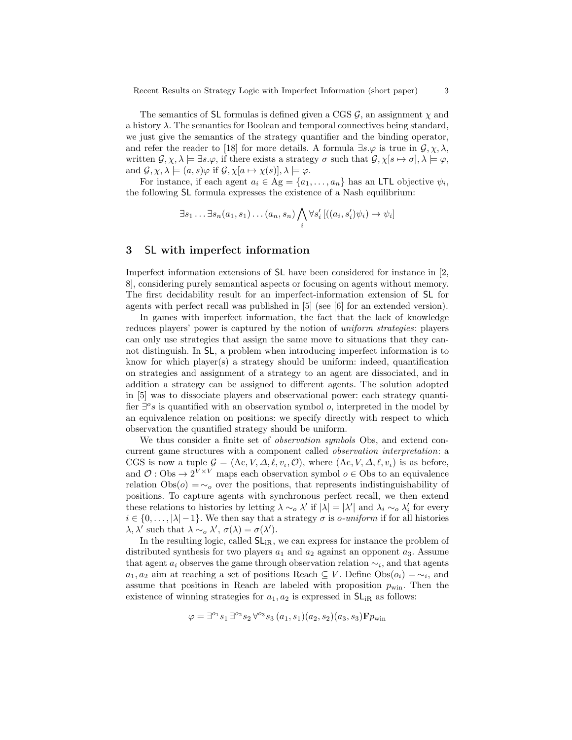The semantics of SL formulas is defined given a CGS $\mathcal{G}$, an assignment $\chi$ and a history $\lambda$. The semantics for Boolean and temporal connectives being standard, we just give the semantics of the strategy quantifier and the binding operator, and refer the reader to [18] for more details. A formula $\exists s.\varphi$ is true in $\mathcal{G}, \chi, \lambda$, written $\mathcal{G}, \chi, \lambda \models \exists s.\varphi$, if there exists a strategy $\sigma$ such that $\mathcal{G}, \chi[s \mapsto \sigma], \lambda \models \varphi$, and $\mathcal{G}, \chi, \lambda \models (a, s)\varphi$ if $\mathcal{G}, \chi[a \mapsto \chi(s)], \lambda \models \varphi$.

For instance, if each agent $a_i \in \text{Ag} = \{a_1, \ldots, a_n\}$ has an LTL objective $\psi_i$, the following SL formula expresses the existence of a Nash equilibrium:

$$\exists s_1 \ldots \exists s_n (a_1, s_1) \ldots (a_n, s_n) \bigwedge_i \forall s'_i \left[ ((a_i, s'_i)\psi_i) \rightarrow \psi_i \right]$$

## 3 SL with imperfect information

Imperfect information extensions of SL have been considered for instance in [2, 8], considering purely semantical aspects or focusing on agents without memory. The first decidability result for an imperfect-information extension of SL for agents with perfect recall was published in [5] (see [6] for an extended version).

In games with imperfect information, the fact that the lack of knowledge reduces players' power is captured by the notion of *uniform strategies*: players can only use strategies that assign the same move to situations that they cannot distinguish. In SL, a problem when introducing imperfect information is to know for which player(s) a strategy should be uniform: indeed, quantification on strategies and assignment of a strategy to an agent are dissociated, and in addition a strategy can be assigned to different agents. The solution adopted in [5] was to dissociate players and observational power: each strategy quantifier $\exists^o s$ is quantified with an observation symbol $o$, interpreted in the model by an equivalence relation on positions: we specify directly with respect to which observation the quantified strategy should be uniform.

We thus consider a finite set of *observation symbols* Obs, and extend concurrent game structures with a component called *observation interpretation*: a CGS is now a tuple $\mathcal{G} = (\text{Ac}, V, \Delta, \ell, v_\iota, \mathcal{O})$, where $(\text{Ac}, V, \Delta, \ell, v_\iota)$ is as before, and $\mathcal{O} : \text{Obs} \rightarrow 2^{V \times V}$ maps each observation symbol $o \in \text{Obs}$ to an equivalence relation $\text{Obs}(o) = \sim_o$ over the positions, that represents indistinguishability of positions. To capture agents with synchronous perfect recall, we then extend these relations to histories by letting $\lambda \sim_o \lambda'$ if $|\lambda| = |\lambda'|$ and $\lambda_i \sim_o \lambda'_i$ for every $i \in \{0, \ldots, |\lambda| - 1\}$. We then say that a strategy $\sigma$ is *o-uniform* if for all histories $\lambda, \lambda'$ such that $\lambda \sim_o \lambda'$, $\sigma(\lambda) = \sigma(\lambda')$.

In the resulting logic, called $\text{SL}_{\text{iR}}$, we can express for instance the problem of distributed synthesis for two players $a_1$ and $a_2$ against an opponent $a_3$. Assume that agent $a_i$ observes the game through observation relation $\sim_i$, and that agents $a_1, a_2$ aim at reaching a set of positions $\text{Reach} \subseteq V$. Define $\text{Obs}(o_i) = \sim_i$, and assume that positions in Reach are labeled with proposition $p_{\text{win}}$. Then the existence of winning strategies for $a_1, a_2$ is expressed in $\text{SL}_{\text{iR}}$ as follows:

$$\varphi = \exists^{o_1} s_1 \, \exists^{o_2} s_2 \, \forall^{o_3} s_3 \, (a_1, s_1)(a_2, s_2)(a_3, s_3) \mathbf{F} p_{\text{win}}$$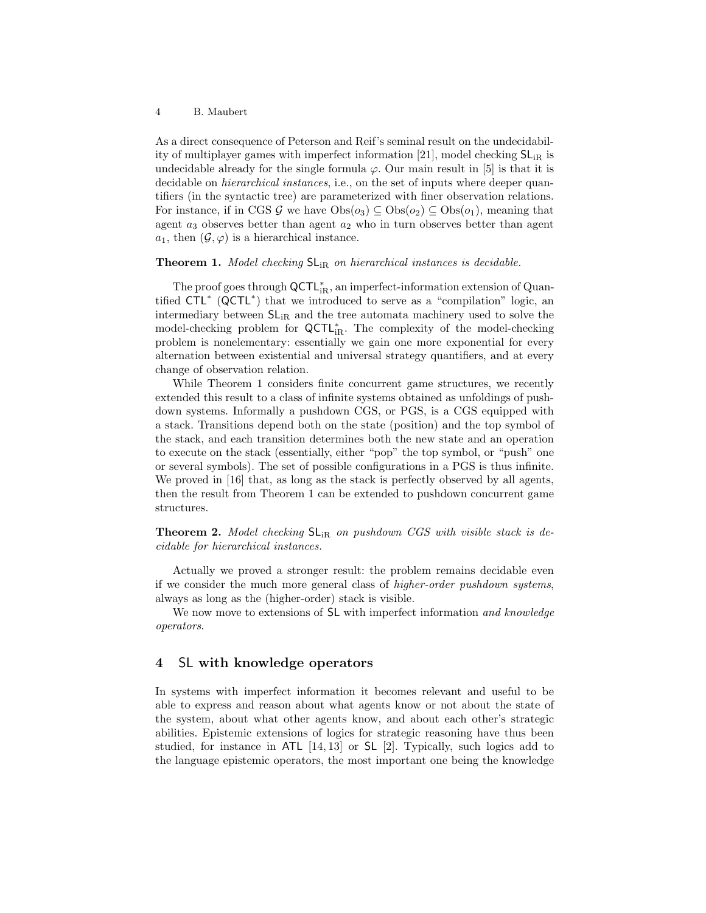As a direct consequence of Peterson and Reif's seminal result on the undecidability of multiplayer games with imperfect information [21], model checking $\mathsf{SL}_{\text{iR}}$ is undecidable already for the single formula $\varphi$. Our main result in [5] is that it is decidable on *hierarchical instances*, i.e., on the set of inputs where deeper quantifiers (in the syntactic tree) are parameterized with finer observation relations. For instance, if in CGS $\mathcal{G}$ we have $\text{Obs}(o_3) \subseteq \text{Obs}(o_2) \subseteq \text{Obs}(o_1)$, meaning that agent $a_3$ observes better than agent $a_2$ who in turn observes better than agent $a_1$, then $(\mathcal{G}, \varphi)$ is a hierarchical instance.

**Theorem 1.** *Model checking $\mathsf{SL}_{\text{iR}}$ on hierarchical instances is decidable.*

The proof goes through $\mathsf{QCTL}^*_{\text{iR}}$, an imperfect-information extension of Quantified $\mathsf{CTL}^*$ ($\mathsf{QCTL}^*$) that we introduced to serve as a "compilation" logic, an intermediary between $\mathsf{SL}_{\text{iR}}$ and the tree automata machinery used to solve the model-checking problem for $\mathsf{QCTL}^*_{\text{iR}}$. The complexity of the model-checking problem is nonelementary: essentially we gain one more exponential for every alternation between existential and universal strategy quantifiers, and at every change of observation relation.

While Theorem 1 considers finite concurrent game structures, we recently extended this result to a class of infinite systems obtained as unfoldings of pushdown systems. Informally a pushdown CGS, or PGS, is a CGS equipped with a stack. Transitions depend both on the state (position) and the top symbol of the stack, and each transition determines both the new state and an operation to execute on the stack (essentially, either "pop" the top symbol, or "push" one or several symbols). The set of possible configurations in a PGS is thus infinite. We proved in [16] that, as long as the stack is perfectly observed by all agents, then the result from Theorem 1 can be extended to pushdown concurrent game structures.

**Theorem 2.** *Model checking $\mathsf{SL}_{\text{iR}}$ on pushdown CGS with visible stack is decidable for hierarchical instances.*

Actually we proved a stronger result: the problem remains decidable even if we consider the much more general class of *higher-order pushdown systems*, always as long as the (higher-order) stack is visible.

We now move to extensions of $\mathsf{SL}$ with imperfect information *and knowledge operators*.

## 4 $\mathsf{SL}$ with knowledge operators

In systems with imperfect information it becomes relevant and useful to be able to express and reason about what agents know or not about the state of the system, about what other agents know, and about each other's strategic abilities. Epistemic extensions of logics for strategic reasoning have thus been studied, for instance in $\mathsf{ATL}$ [14, 13] or $\mathsf{SL}$ [2]. Typically, such logics add to the language epistemic operators, the most important one being the knowledge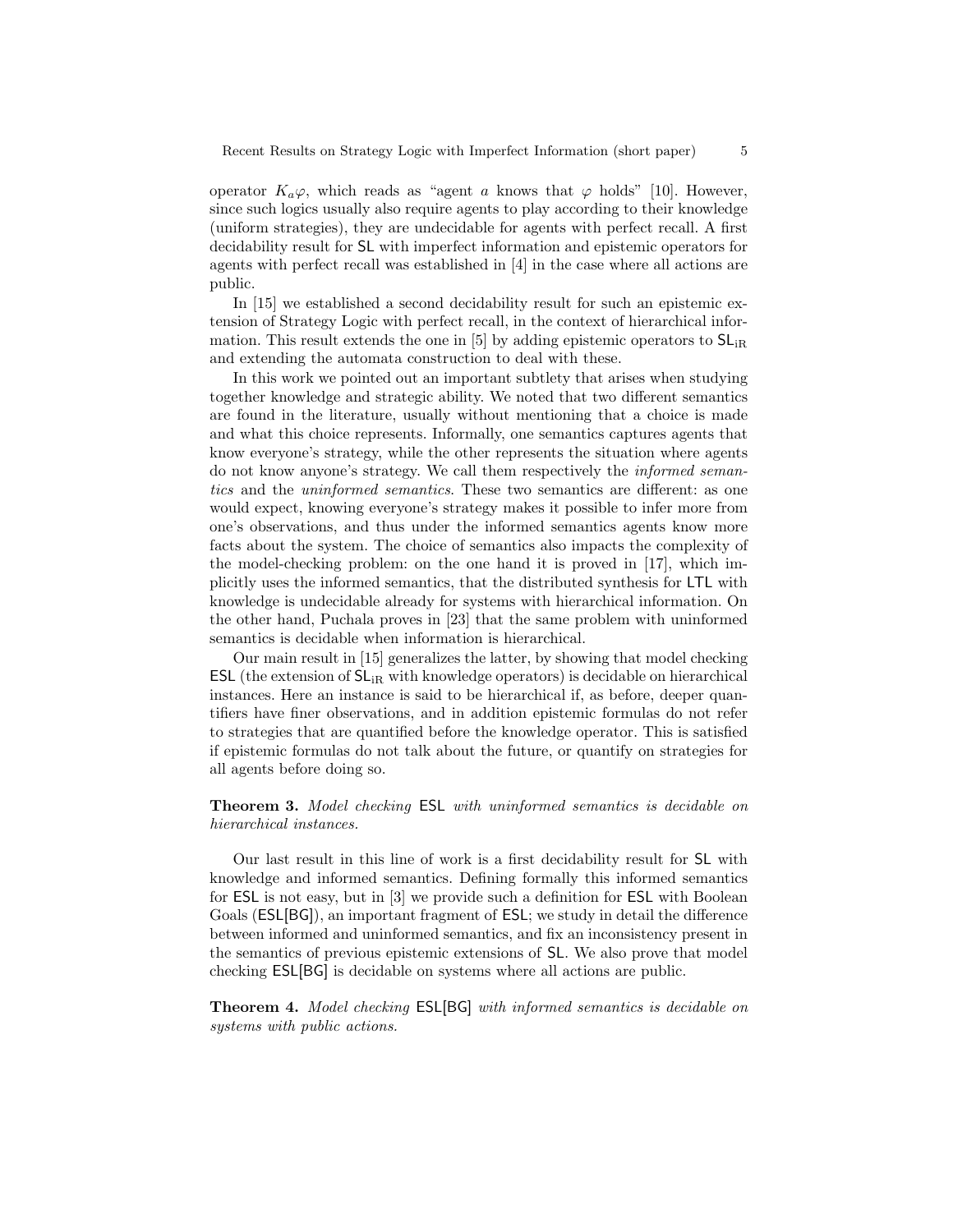operator $K_a\varphi$, which reads as "agent $a$ knows that $\varphi$ holds" [10]. However, since such logics usually also require agents to play according to their knowledge (uniform strategies), they are undecidable for agents with perfect recall. A first decidability result for SL with imperfect information and epistemic operators for agents with perfect recall was established in [4] in the case where all actions are public.

In [15] we established a second decidability result for such an epistemic extension of Strategy Logic with perfect recall, in the context of hierarchical information. This result extends the one in [5] by adding epistemic operators to $\mathsf{SL}_{\mathrm{iR}}$ and extending the automata construction to deal with these.

In this work we pointed out an important subtlety that arises when studying together knowledge and strategic ability. We noted that two different semantics are found in the literature, usually without mentioning that a choice is made and what this choice represents. Informally, one semantics captures agents that know everyone's strategy, while the other represents the situation where agents do not know anyone's strategy. We call them respectively the *informed semantics* and the *uninformed semantics*. These two semantics are different: as one would expect, knowing everyone's strategy makes it possible to infer more from one's observations, and thus under the informed semantics agents know more facts about the system. The choice of semantics also impacts the complexity of the model-checking problem: on the one hand it is proved in [17], which implicitly uses the informed semantics, that the distributed synthesis for LTL with knowledge is undecidable already for systems with hierarchical information. On the other hand, Puchala proves in [23] that the same problem with uninformed semantics is decidable when information is hierarchical.

Our main result in [15] generalizes the latter, by showing that model checking ESL (the extension of $\mathsf{SL}_{\mathrm{iR}}$ with knowledge operators) is decidable on hierarchical instances. Here an instance is said to be hierarchical if, as before, deeper quantifiers have finer observations, and in addition epistemic formulas do not refer to strategies that are quantified before the knowledge operator. This is satisfied if epistemic formulas do not talk about the future, or quantify on strategies for all agents before doing so.

**Theorem 3.** *Model checking* ESL *with uninformed semantics is decidable on hierarchical instances.*

Our last result in this line of work is a first decidability result for SL with knowledge and informed semantics. Defining formally this informed semantics for ESL is not easy, but in [3] we provide such a definition for ESL with Boolean Goals (ESL[BG]), an important fragment of ESL; we study in detail the difference between informed and uninformed semantics, and fix an inconsistency present in the semantics of previous epistemic extensions of SL. We also prove that model checking ESL[BG] is decidable on systems where all actions are public.

**Theorem 4.** *Model checking* ESL[BG] *with informed semantics is decidable on systems with public actions.*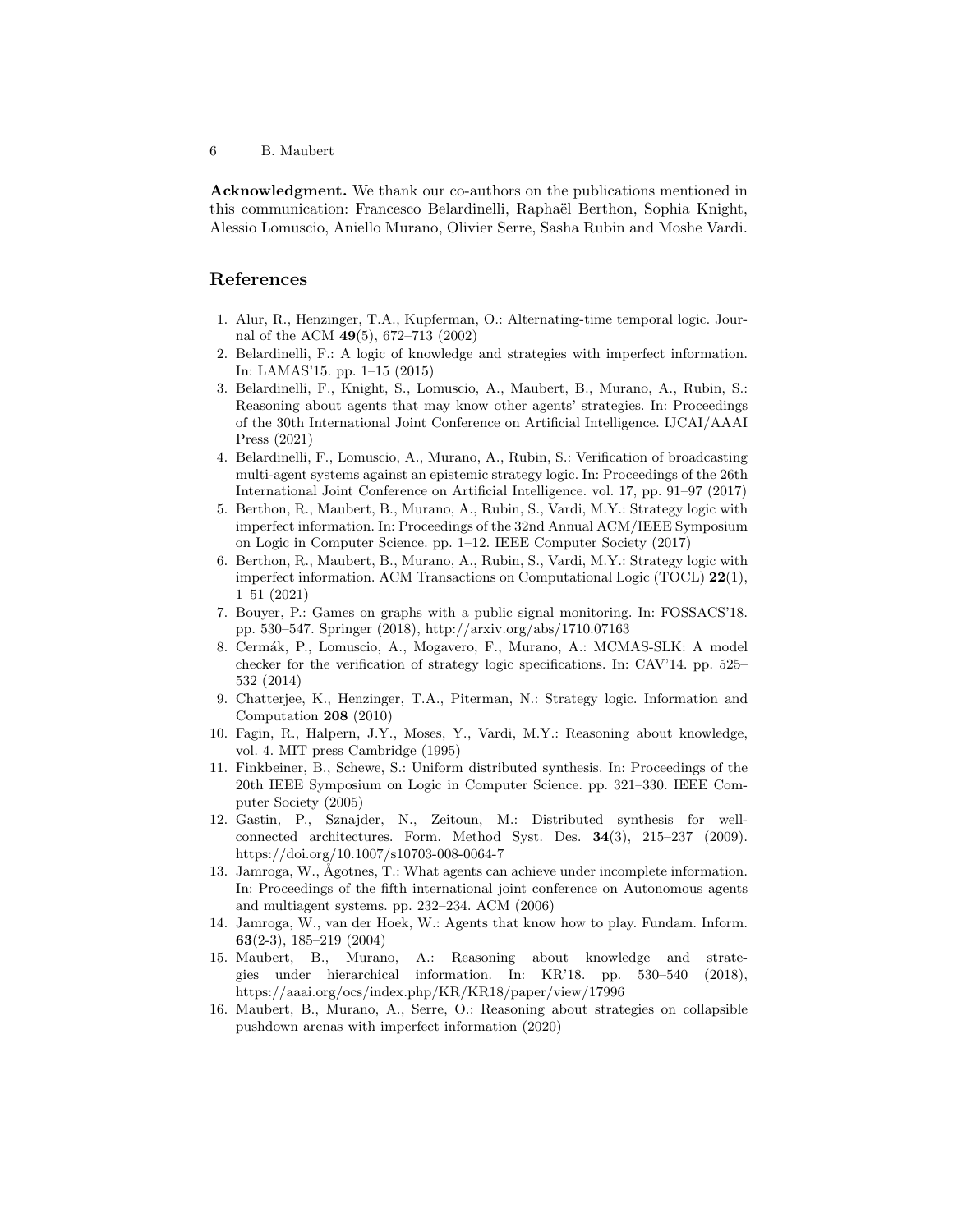**Acknowledgment.** We thank our co-authors on the publications mentioned in this communication: Francesco Belardinelli, Raphaël Berthon, Sophia Knight, Alessio Lomuscio, Aniello Murano, Olivier Serre, Sasha Rubin and Moshe Vardi.

## References

1. Alur, R., Henzinger, T.A., Kupferman, O.: Alternating-time temporal logic. Journal of the ACM **49**(5), 672–713 (2002)
2. Belardinelli, F.: A logic of knowledge and strategies with imperfect information. In: LAMAS'15. pp. 1–15 (2015)
3. Belardinelli, F., Knight, S., Lomuscio, A., Maubert, B., Murano, A., Rubin, S.: Reasoning about agents that may know other agents' strategies. In: Proceedings of the 30th International Joint Conference on Artificial Intelligence. IJCAI/AAAI Press (2021)
4. Belardinelli, F., Lomuscio, A., Murano, A., Rubin, S.: Verification of broadcasting multi-agent systems against an epistemic strategy logic. In: Proceedings of the 26th International Joint Conference on Artificial Intelligence. vol. 17, pp. 91–97 (2017)
5. Berthon, R., Maubert, B., Murano, A., Rubin, S., Vardi, M.Y.: Strategy logic with imperfect information. In: Proceedings of the 32nd Annual ACM/IEEE Symposium on Logic in Computer Science. pp. 1–12. IEEE Computer Society (2017)
6. Berthon, R., Maubert, B., Murano, A., Rubin, S., Vardi, M.Y.: Strategy logic with imperfect information. ACM Transactions on Computational Logic (TOCL) **22**(1), 1–51 (2021)
7. Bouyer, P.: Games on graphs with a public signal monitoring. In: FOSSACS'18. pp. 530–547. Springer (2018), http://arxiv.org/abs/1710.07163
8. Cermák, P., Lomuscio, A., Mogavero, F., Murano, A.: MCMAS-SLK: A model checker for the verification of strategy logic specifications. In: CAV'14. pp. 525–532 (2014)
9. Chatterjee, K., Henzinger, T.A., Piterman, N.: Strategy logic. Information and Computation **208** (2010)
10. Fagin, R., Halpern, J.Y., Moses, Y., Vardi, M.Y.: Reasoning about knowledge, vol. 4. MIT press Cambridge (1995)
11. Finkbeiner, B., Schewe, S.: Uniform distributed synthesis. In: Proceedings of the 20th IEEE Symposium on Logic in Computer Science. pp. 321–330. IEEE Computer Society (2005)
12. Gastin, P., Sznajder, N., Zeitoun, M.: Distributed synthesis for well-connected architectures. Form. Method Syst. Des. **34**(3), 215–237 (2009). https://doi.org/10.1007/s10703-008-0064-7
13. Jamroga, W., Ågotnes, T.: What agents can achieve under incomplete information. In: Proceedings of the fifth international joint conference on Autonomous agents and multiagent systems. pp. 232–234. ACM (2006)
14. Jamroga, W., van der Hoek, W.: Agents that know how to play. Fundam. Inform. **63**(2-3), 185–219 (2004)
15. Maubert, B., Murano, A.: Reasoning about knowledge and strategies under hierarchical information. In: KR'18. pp. 530–540 (2018), https://aaai.org/ocs/index.php/KR/KR18/paper/view/17996
16. Maubert, B., Murano, A., Serre, O.: Reasoning about strategies on collapsible pushdown arenas with imperfect information (2020)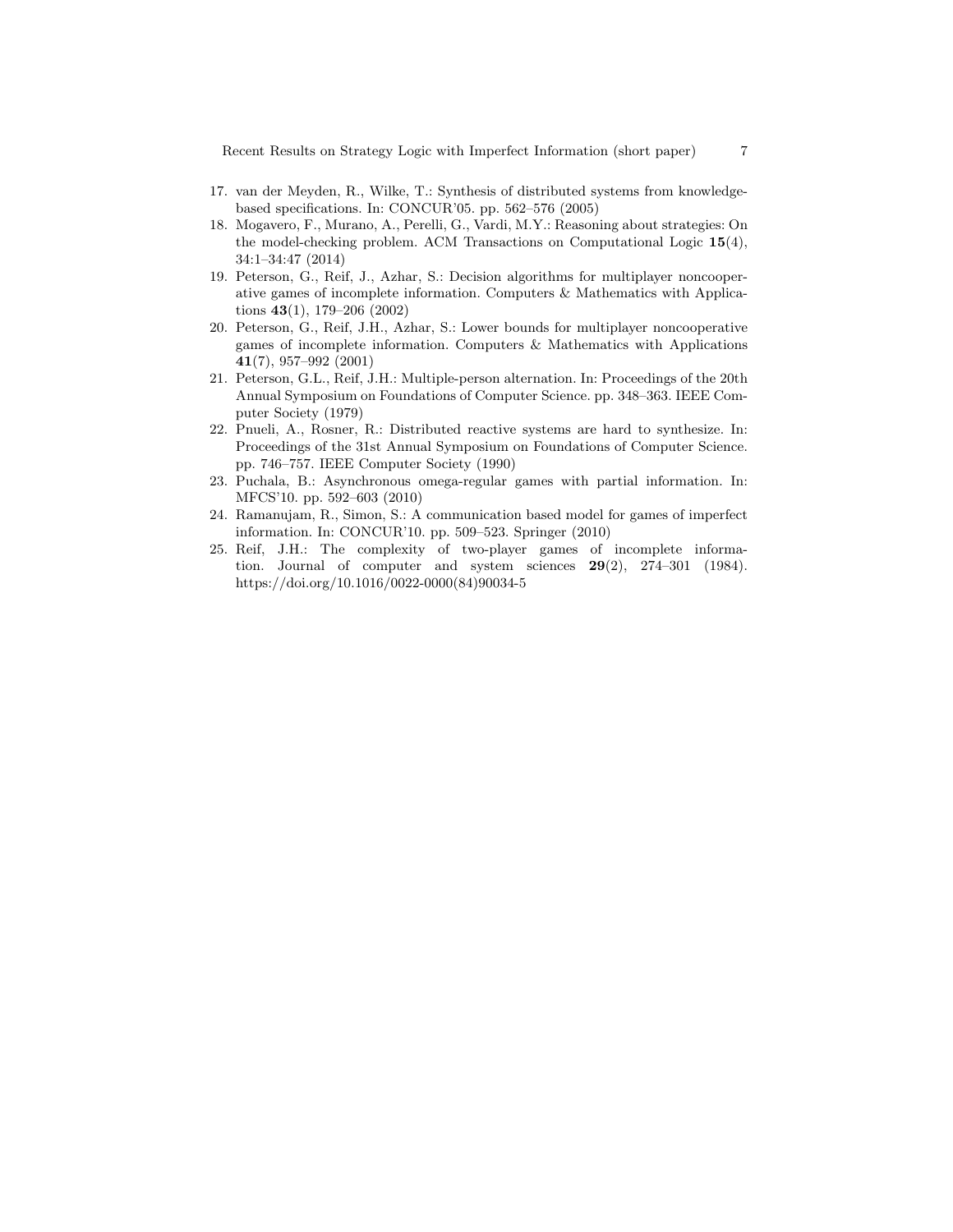17. van der Meyden, R., Wilke, T.: Synthesis of distributed systems from knowledge-based specifications. In: CONCUR'05. pp. 562–576 (2005)
18. Mogavero, F., Murano, A., Perelli, G., Vardi, M.Y.: Reasoning about strategies: On the model-checking problem. ACM Transactions on Computational Logic **15**(4), 34:1–34:47 (2014)
19. Peterson, G., Reif, J., Azhar, S.: Decision algorithms for multiplayer noncooperative games of incomplete information. Computers & Mathematics with Applications **43**(1), 179–206 (2002)
20. Peterson, G., Reif, J.H., Azhar, S.: Lower bounds for multiplayer noncooperative games of incomplete information. Computers & Mathematics with Applications **41**(7), 957–992 (2001)
21. Peterson, G.L., Reif, J.H.: Multiple-person alternation. In: Proceedings of the 20th Annual Symposium on Foundations of Computer Science. pp. 348–363. IEEE Computer Society (1979)
22. Pnueli, A., Rosner, R.: Distributed reactive systems are hard to synthesize. In: Proceedings of the 31st Annual Symposium on Foundations of Computer Science. pp. 746–757. IEEE Computer Society (1990)
23. Puchala, B.: Asynchronous omega-regular games with partial information. In: MFCS'10. pp. 592–603 (2010)
24. Ramanujam, R., Simon, S.: A communication based model for games of imperfect information. In: CONCUR'10. pp. 509–523. Springer (2010)
25. Reif, J.H.: The complexity of two-player games of incomplete information. Journal of computer and system sciences **29**(2), 274–301 (1984). https://doi.org/10.1016/0022-0000(84)90034-5